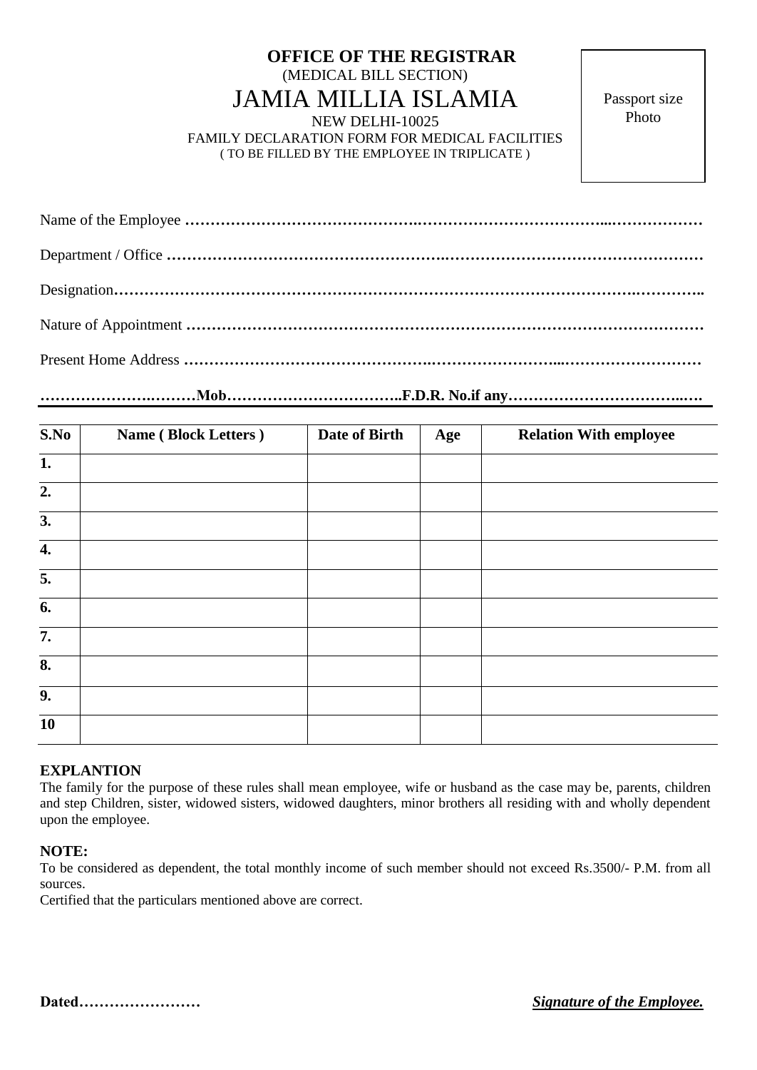# OFFICE OF THE REGISTRAR

(MEDICAL BILL SECTION)

# JAMIA MILLIA ISLAMIA

NEW DELHI-10025

FAMILY DECLARATION FORM FOR MEDICAL FACILITIES

( TO BE FILLED BY THE EMPLOYEE IN TRIPLICATE )

Passport size Photo

Name of the Employee ……………………………………….……………………………...………………

Department / Office ……………………………………………..……………………………………………

Designation…………………………………………………………………………………….…………..

Nature of Appointment …………………………………………………………………………………………

Present Home Address …………………………………….……………………...………………………

**……………….………Mob……………………………..F.D.R. No.if any………………………………..….**

| S.No | Name ( Block Letters ) | Date of Birth | Age | Relation With employee |
|---|---|---|---|---|
| 1. | | | | |
| 2. | | | | |
| 3. | | | | |
| 4. | | | | |
| 5. | | | | |
| 6. | | | | |
| 7. | | | | |
| 8. | | | | |
| 9. | | | | |
| 10 | | | | |

**EXPLANTION**

The family for the purpose of these rules shall mean employee, wife or husband as the case may be, parents, children and step Children, sister, widowed sisters, widowed daughters, minor brothers all residing with and wholly dependent upon the employee.

**NOTE:**

To be considered as dependent, the total monthly income of such member should not exceed Rs.3500/- P.M. from all sources.

Certified that the particulars mentioned above are correct.

**Dated……………………**

***Signature of the Employee.***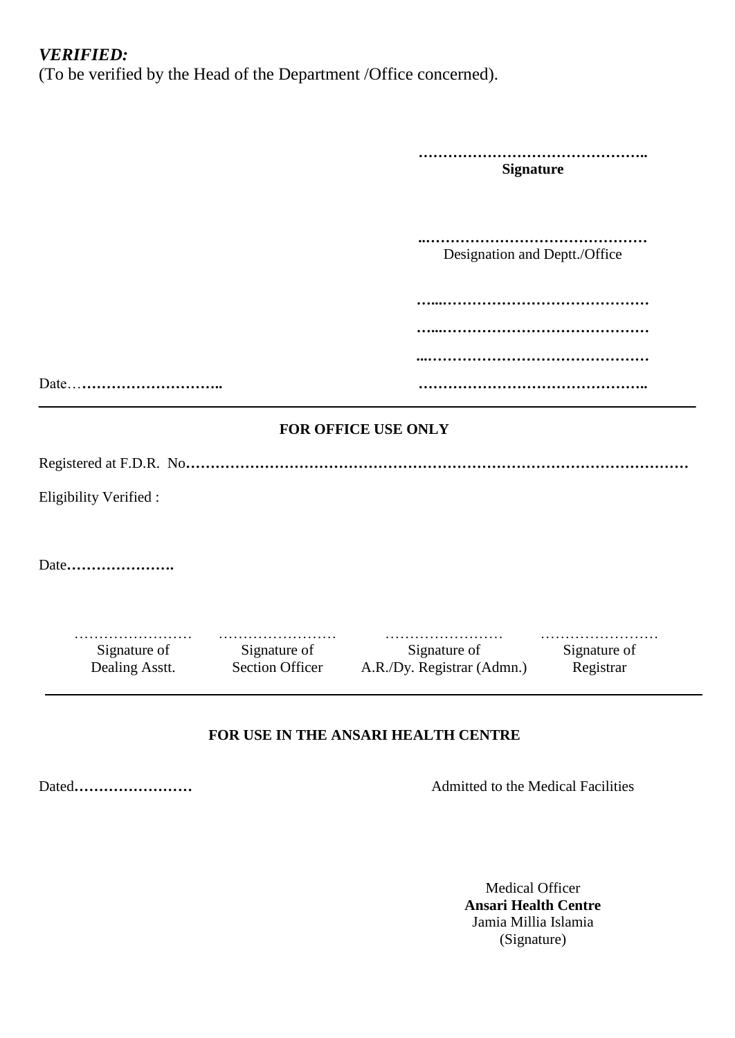***VERIFIED:***
(To be verified by the Head of the Department /Office concerned).

……………………………………….. 
**Signature**

..……………………………………… 
Designation and Deptt./Office

…....……………………………………

…....……………………………………

....………………………………………

Date………………………….. ……………………………………….

---

**FOR OFFICE USE ONLY**

Registered at F.D.R. No………………………………………………………………………………………

Eligibility Verified :

Date………………….

| | | | |
|---|---|---|---|
| …………………… | …………………… | …………………… | …………………… |
| Signature of Dealing Asstt. | Signature of Section Officer | Signature of A.R./Dy. Registrar (Admn.) | Signature of Registrar |

---

**FOR USE IN THE ANSARI HEALTH CENTRE**

Dated…………………… Admitted to the Medical Facilities

Medical Officer
**Ansari Health Centre**
Jamia Millia Islamia
(Signature)